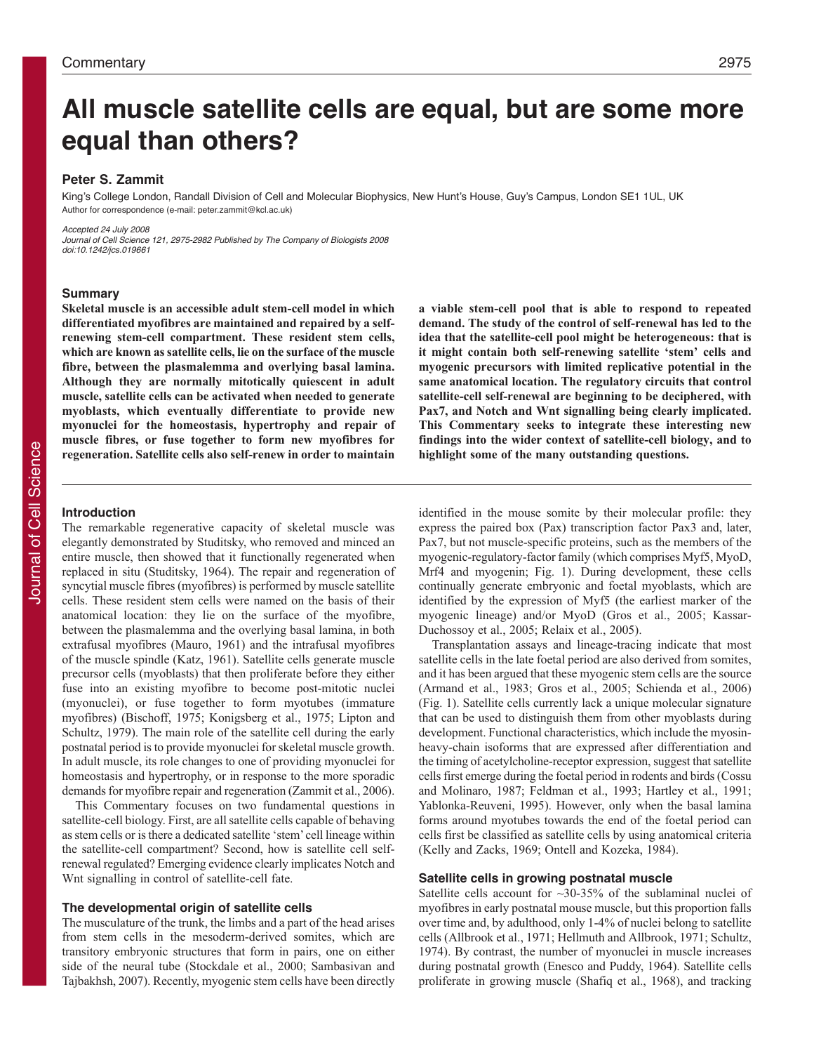# All muscle satellite cells are equal, but are some more equal than others?

**Peter S. Zammit**

King's College London, Randall Division of Cell and Molecular Biophysics, New Hunt's House, Guy's Campus, London SE1 1UL, UK
Author for correspondence (e-mail: peter.zammit@kcl.ac.uk)

*Accepted 24 July 2008*
*Journal of Cell Science 121, 2975-2982 Published by The Company of Biologists 2008*
*doi:10.1242/jcs.019661*

## Summary

**Skeletal muscle is an accessible adult stem-cell model in which differentiated myofibres are maintained and repaired by a self-renewing stem-cell compartment. These resident stem cells, which are known as satellite cells, lie on the surface of the muscle fibre, between the plasmalemma and overlying basal lamina. Although they are normally mitotically quiescent in adult muscle, satellite cells can be activated when needed to generate myoblasts, which eventually differentiate to provide new myonuclei for the homeostasis, hypertrophy and repair of muscle fibres, or fuse together to form new myofibres for regeneration. Satellite cells also self-renew in order to maintain a viable stem-cell pool that is able to respond to repeated demand. The study of the control of self-renewal has led to the idea that the satellite-cell pool might be heterogeneous: that is it might contain both self-renewing satellite 'stem' cells and myogenic precursors with limited replicative potential in the same anatomical location. The regulatory circuits that control satellite-cell self-renewal are beginning to be deciphered, with Pax7, and Notch and Wnt signalling being clearly implicated. This Commentary seeks to integrate these interesting new findings into the wider context of satellite-cell biology, and to highlight some of the many outstanding questions.**

## Introduction

The remarkable regenerative capacity of skeletal muscle was elegantly demonstrated by Studitsky, who removed and minced an entire muscle, then showed that it functionally regenerated when replaced in situ (Studitsky, 1964). The repair and regeneration of syncytial muscle fibres (myofibres) is performed by muscle satellite cells. These resident stem cells were named on the basis of their anatomical location: they lie on the surface of the myofibre, between the plasmalemma and the overlying basal lamina, in both extrafusal myofibres (Mauro, 1961) and the intrafusal myofibres of the muscle spindle (Katz, 1961). Satellite cells generate muscle precursor cells (myoblasts) that then proliferate before they either fuse into an existing myofibre to become post-mitotic nuclei (myonuclei), or fuse together to form myotubes (immature myofibres) (Bischoff, 1975; Konigsberg et al., 1975; Lipton and Schultz, 1979). The main role of the satellite cell during the early postnatal period is to provide myonuclei for skeletal muscle growth. In adult muscle, its role changes to one of providing myonuclei for homeostasis and hypertrophy, or in response to the more sporadic demands for myofibre repair and regeneration (Zammit et al., 2006).

This Commentary focuses on two fundamental questions in satellite-cell biology. First, are all satellite cells capable of behaving as stem cells or is there a dedicated satellite 'stem' cell lineage within the satellite-cell compartment? Second, how is satellite cell self-renewal regulated? Emerging evidence clearly implicates Notch and Wnt signalling in control of satellite-cell fate.

## The developmental origin of satellite cells

The musculature of the trunk, the limbs and a part of the head arises from stem cells in the mesoderm-derived somites, which are transitory embryonic structures that form in pairs, one on either side of the neural tube (Stockdale et al., 2000; Sambasivan and Tajbakhsh, 2007). Recently, myogenic stem cells have been directly identified in the mouse somite by their molecular profile: they express the paired box (Pax) transcription factor Pax3 and, later, Pax7, but not muscle-specific proteins, such as the members of the myogenic-regulatory-factor family (which comprises Myf5, MyoD, Mrf4 and myogenin; Fig. 1). During development, these cells continually generate embryonic and foetal myoblasts, which are identified by the expression of Myf5 (the earliest marker of the myogenic lineage) and/or MyoD (Gros et al., 2005; Kassar-Duchossoy et al., 2005; Relaix et al., 2005).

Transplantation assays and lineage-tracing indicate that most satellite cells in the late foetal period are also derived from somites, and it has been argued that these myogenic stem cells are the source (Armand et al., 1983; Gros et al., 2005; Schienda et al., 2006) (Fig. 1). Satellite cells currently lack a unique molecular signature that can be used to distinguish them from other myoblasts during development. Functional characteristics, which include the myosin-heavy-chain isoforms that are expressed after differentiation and the timing of acetylcholine-receptor expression, suggest that satellite cells first emerge during the foetal period in rodents and birds (Cossu and Molinaro, 1987; Feldman et al., 1993; Hartley et al., 1991; Yablonka-Reuveni, 1995). However, only when the basal lamina forms around myotubes towards the end of the foetal period can cells first be classified as satellite cells by using anatomical criteria (Kelly and Zacks, 1969; Ontell and Kozeka, 1984).

## Satellite cells in growing postnatal muscle

Satellite cells account for ~30-35% of the sublaminal nuclei of myofibres in early postnatal mouse muscle, but this proportion falls over time and, by adulthood, only 1-4% of nuclei belong to satellite cells (Allbrook et al., 1971; Hellmuth and Allbrook, 1971; Schultz, 1974). By contrast, the number of myonuclei in muscle increases during postnatal growth (Enesco and Puddy, 1964). Satellite cells proliferate in growing muscle (Shafiq et al., 1968), and tracking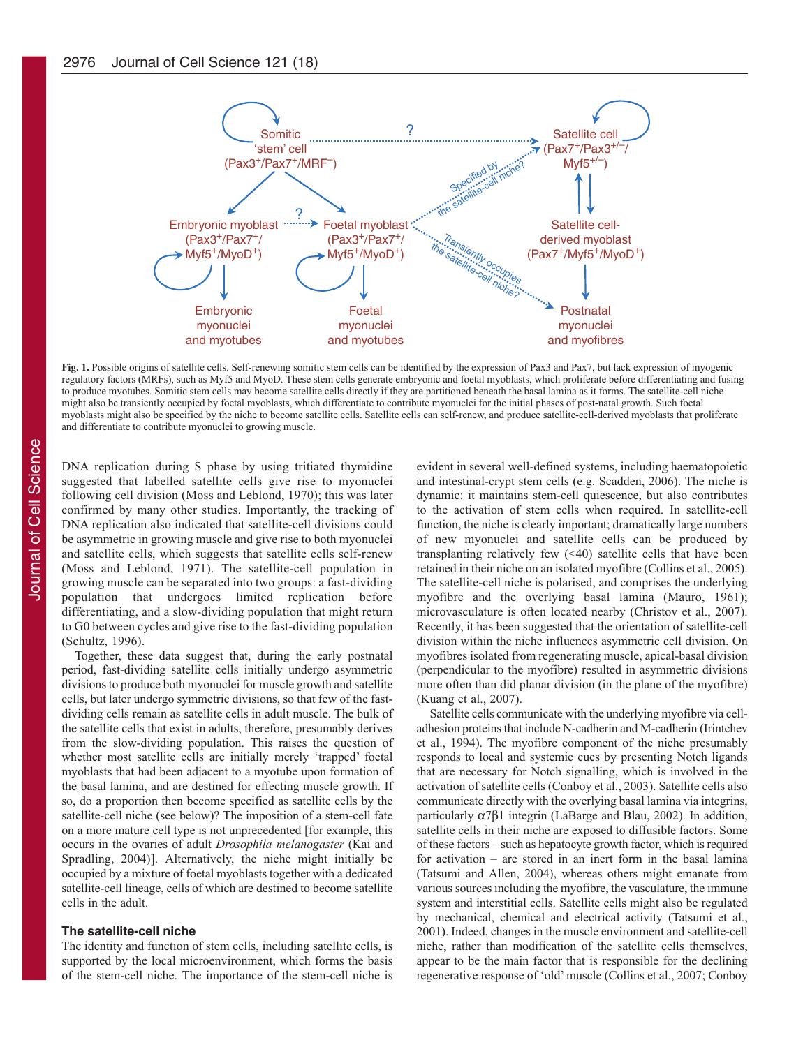**Fig. 1.** Possible origins of satellite cells. Self-renewing somitic stem cells can be identified by the expression of Pax3 and Pax7, but lack expression of myogenic regulatory factors (MRFs), such as Myf5 and MyoD. These stem cells generate embryonic and foetal myoblasts, which proliferate before differentiating and fusing to produce myotubes. Somitic stem cells may become satellite cells directly if they are partitioned beneath the basal lamina as it forms. The satellite-cell niche might also be transiently occupied by foetal myoblasts, which differentiate to contribute myonuclei for the initial phases of post-natal growth. Such foetal myoblasts might also be specified by the niche to become satellite cells. Satellite cells can self-renew, and produce satellite-cell-derived myoblasts that proliferate and differentiate to contribute myonuclei to growing muscle.

DNA replication during S phase by using tritiated thymidine suggested that labelled satellite cells give rise to myonuclei following cell division (Moss and Leblond, 1970); this was later confirmed by many other studies. Importantly, the tracking of DNA replication also indicated that satellite-cell divisions could be asymmetric in growing muscle and give rise to both myonuclei and satellite cells, which suggests that satellite cells self-renew (Moss and Leblond, 1971). The satellite-cell population in growing muscle can be separated into two groups: a fast-dividing population that undergoes limited replication before differentiating, and a slow-dividing population that might return to G0 between cycles and give rise to the fast-dividing population (Schultz, 1996).

Together, these data suggest that, during the early postnatal period, fast-dividing satellite cells initially undergo asymmetric divisions to produce both myonuclei for muscle growth and satellite cells, but later undergo symmetric divisions, so that few of the fast-dividing cells remain as satellite cells in adult muscle. The bulk of the satellite cells that exist in adults, therefore, presumably derives from the slow-dividing population. This raises the question of whether most satellite cells are initially merely 'trapped' foetal myoblasts that had been adjacent to a myotube upon formation of the basal lamina, and are destined for effecting muscle growth. If so, do a proportion then become specified as satellite cells by the satellite-cell niche (see below)? The imposition of a stem-cell fate on a more mature cell type is not unprecedented [for example, this occurs in the ovaries of adult *Drosophila melanogaster* (Kai and Spradling, 2004)]. Alternatively, the niche might initially be occupied by a mixture of foetal myoblasts together with a dedicated satellite-cell lineage, cells of which are destined to become satellite cells in the adult.

### The satellite-cell niche

The identity and function of stem cells, including satellite cells, is supported by the local microenvironment, which forms the basis of the stem-cell niche. The importance of the stem-cell niche is evident in several well-defined systems, including haematopoietic and intestinal-crypt stem cells (e.g. Scadden, 2006). The niche is dynamic: it maintains stem-cell quiescence, but also contributes to the activation of stem cells when required. In satellite-cell function, the niche is clearly important; dramatically large numbers of new myonuclei and satellite cells can be produced by transplanting relatively few (<40) satellite cells that have been retained in their niche on an isolated myofibre (Collins et al., 2005). The satellite-cell niche is polarised, and comprises the underlying myofibre and the overlying basal lamina (Mauro, 1961); microvasculature is often located nearby (Christov et al., 2007). Recently, it has been suggested that the orientation of satellite-cell division within the niche influences asymmetric cell division. On myofibres isolated from regenerating muscle, apical-basal division (perpendicular to the myofibre) resulted in asymmetric divisions more often than did planar division (in the plane of the myofibre) (Kuang et al., 2007).

Satellite cells communicate with the underlying myofibre via cell-adhesion proteins that include N-cadherin and M-cadherin (Irintchev et al., 1994). The myofibre component of the niche presumably responds to local and systemic cues by presenting Notch ligands that are necessary for Notch signalling, which is involved in the activation of satellite cells (Conboy et al., 2003). Satellite cells also communicate directly with the overlying basal lamina via integrins, particularly α7β1 integrin (LaBarge and Blau, 2002). In addition, satellite cells in their niche are exposed to diffusible factors. Some of these factors – such as hepatocyte growth factor, which is required for activation – are stored in an inert form in the basal lamina (Tatsumi and Allen, 2004), whereas others might emanate from various sources including the myofibre, the vasculature, the immune system and interstitial cells. Satellite cells might also be regulated by mechanical, chemical and electrical activity (Tatsumi et al., 2001). Indeed, changes in the muscle environment and satellite-cell niche, rather than modification of the satellite cells themselves, appear to be the main factor that is responsible for the declining regenerative response of 'old' muscle (Collins et al., 2007; Conboy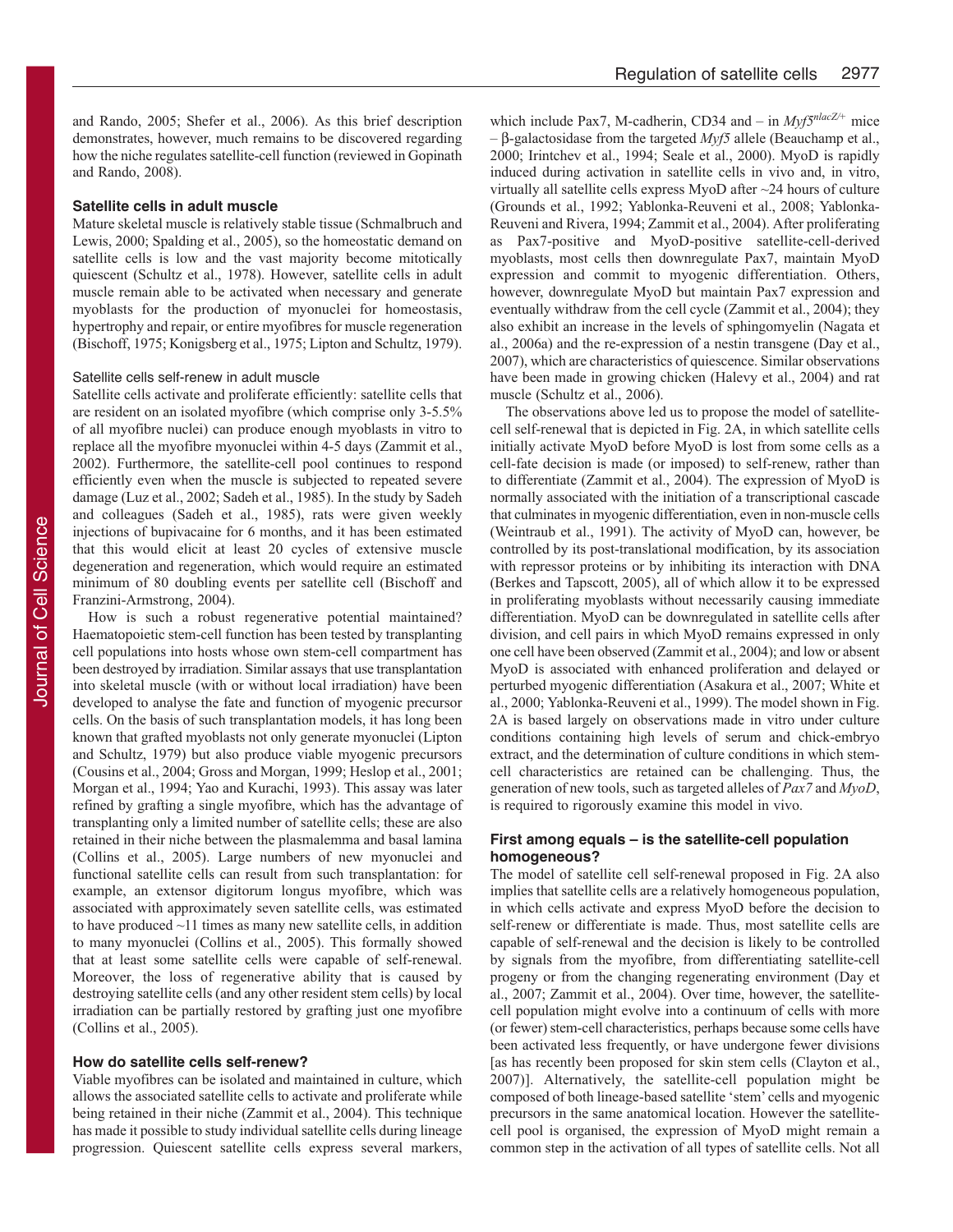and Rando, 2005; Shefer et al., 2006). As this brief description demonstrates, however, much remains to be discovered regarding how the niche regulates satellite-cell function (reviewed in Gopinath and Rando, 2008).

## Satellite cells in adult muscle

Mature skeletal muscle is relatively stable tissue (Schmalbruch and Lewis, 2000; Spalding et al., 2005), so the homeostatic demand on satellite cells is low and the vast majority become mitotically quiescent (Schultz et al., 1978). However, satellite cells in adult muscle remain able to be activated when necessary and generate myoblasts for the production of myonuclei for homeostasis, hypertrophy and repair, or entire myofibres for muscle regeneration (Bischoff, 1975; Konigsberg et al., 1975; Lipton and Schultz, 1979).

### Satellite cells self-renew in adult muscle

Satellite cells activate and proliferate efficiently: satellite cells that are resident on an isolated myofibre (which comprise only 3-5.5% of all myofibre nuclei) can produce enough myoblasts in vitro to replace all the myofibre myonuclei within 4-5 days (Zammit et al., 2002). Furthermore, the satellite-cell pool continues to respond efficiently even when the muscle is subjected to repeated severe damage (Luz et al., 2002; Sadeh et al., 1985). In the study by Sadeh and colleagues (Sadeh et al., 1985), rats were given weekly injections of bupivacaine for 6 months, and it has been estimated that this would elicit at least 20 cycles of extensive muscle degeneration and regeneration, which would require an estimated minimum of 80 doubling events per satellite cell (Bischoff and Franzini-Armstrong, 2004).

How is such a robust regenerative potential maintained? Haematopoietic stem-cell function has been tested by transplanting cell populations into hosts whose own stem-cell compartment has been destroyed by irradiation. Similar assays that use transplantation into skeletal muscle (with or without local irradiation) have been developed to analyse the fate and function of myogenic precursor cells. On the basis of such transplantation models, it has long been known that grafted myoblasts not only generate myonuclei (Lipton and Schultz, 1979) but also produce viable myogenic precursors (Cousins et al., 2004; Gross and Morgan, 1999; Heslop et al., 2001; Morgan et al., 1994; Yao and Kurachi, 1993). This assay was later refined by grafting a single myofibre, which has the advantage of transplanting only a limited number of satellite cells; these are also retained in their niche between the plasmalemma and basal lamina (Collins et al., 2005). Large numbers of new myonuclei and functional satellite cells can result from such transplantation: for example, an extensor digitorum longus myofibre, which was associated with approximately seven satellite cells, was estimated to have produced ~11 times as many new satellite cells, in addition to many myonuclei (Collins et al., 2005). This formally showed that at least some satellite cells were capable of self-renewal. Moreover, the loss of regenerative ability that is caused by destroying satellite cells (and any other resident stem cells) by local irradiation can be partially restored by grafting just one myofibre (Collins et al., 2005).

## How do satellite cells self-renew?

Viable myofibres can be isolated and maintained in culture, which allows the associated satellite cells to activate and proliferate while being retained in their niche (Zammit et al., 2004). This technique has made it possible to study individual satellite cells during lineage progression. Quiescent satellite cells express several markers, which include Pax7, M-cadherin, CD34 and – in *Myf5*$^{nlacZ/+}$ mice – β-galactosidase from the targeted *Myf5* allele (Beauchamp et al., 2000; Irintchev et al., 1994; Seale et al., 2000). MyoD is rapidly induced during activation in satellite cells in vivo and, in vitro, virtually all satellite cells express MyoD after ~24 hours of culture (Grounds et al., 1992; Yablonka-Reuveni et al., 2008; Yablonka-Reuveni and Rivera, 1994; Zammit et al., 2004). After proliferating as Pax7-positive and MyoD-positive satellite-cell-derived myoblasts, most cells then downregulate Pax7, maintain MyoD expression and commit to myogenic differentiation. Others, however, downregulate MyoD but maintain Pax7 expression and eventually withdraw from the cell cycle (Zammit et al., 2004); they also exhibit an increase in the levels of sphingomyelin (Nagata et al., 2006a) and the re-expression of a nestin transgene (Day et al., 2007), which are characteristics of quiescence. Similar observations have been made in growing chicken (Halevy et al., 2004) and rat muscle (Schultz et al., 2006).

The observations above led us to propose the model of satellite-cell self-renewal that is depicted in Fig. 2A, in which satellite cells initially activate MyoD before MyoD is lost from some cells as a cell-fate decision is made (or imposed) to self-renew, rather than to differentiate (Zammit et al., 2004). The expression of MyoD is normally associated with the initiation of a transcriptional cascade that culminates in myogenic differentiation, even in non-muscle cells (Weintraub et al., 1991). The activity of MyoD can, however, be controlled by its post-translational modification, by its association with repressor proteins or by inhibiting its interaction with DNA (Berkes and Tapscott, 2005), all of which allow it to be expressed in proliferating myoblasts without necessarily causing immediate differentiation. MyoD can be downregulated in satellite cells after division, and cell pairs in which MyoD remains expressed in only one cell have been observed (Zammit et al., 2004); and low or absent MyoD is associated with enhanced proliferation and delayed or perturbed myogenic differentiation (Asakura et al., 2007; White et al., 2000; Yablonka-Reuveni et al., 1999). The model shown in Fig. 2A is based largely on observations made in vitro under culture conditions containing high levels of serum and chick-embryo extract, and the determination of culture conditions in which stem-cell characteristics are retained can be challenging. Thus, the generation of new tools, such as targeted alleles of *Pax7* and *MyoD*, is required to rigorously examine this model in vivo.

## First among equals – is the satellite-cell population homogeneous?

The model of satellite cell self-renewal proposed in Fig. 2A also implies that satellite cells are a relatively homogeneous population, in which cells activate and express MyoD before the decision to self-renew or differentiate is made. Thus, most satellite cells are capable of self-renewal and the decision is likely to be controlled by signals from the myofibre, from differentiating satellite-cell progeny or from the changing regenerating environment (Day et al., 2007; Zammit et al., 2004). Over time, however, the satellite-cell population might evolve into a continuum of cells with more (or fewer) stem-cell characteristics, perhaps because some cells have been activated less frequently, or have undergone fewer divisions [as has recently been proposed for skin stem cells (Clayton et al., 2007)]. Alternatively, the satellite-cell population might be composed of both lineage-based satellite 'stem' cells and myogenic precursors in the same anatomical location. However the satellite-cell pool is organised, the expression of MyoD might remain a common step in the activation of all types of satellite cells. Not all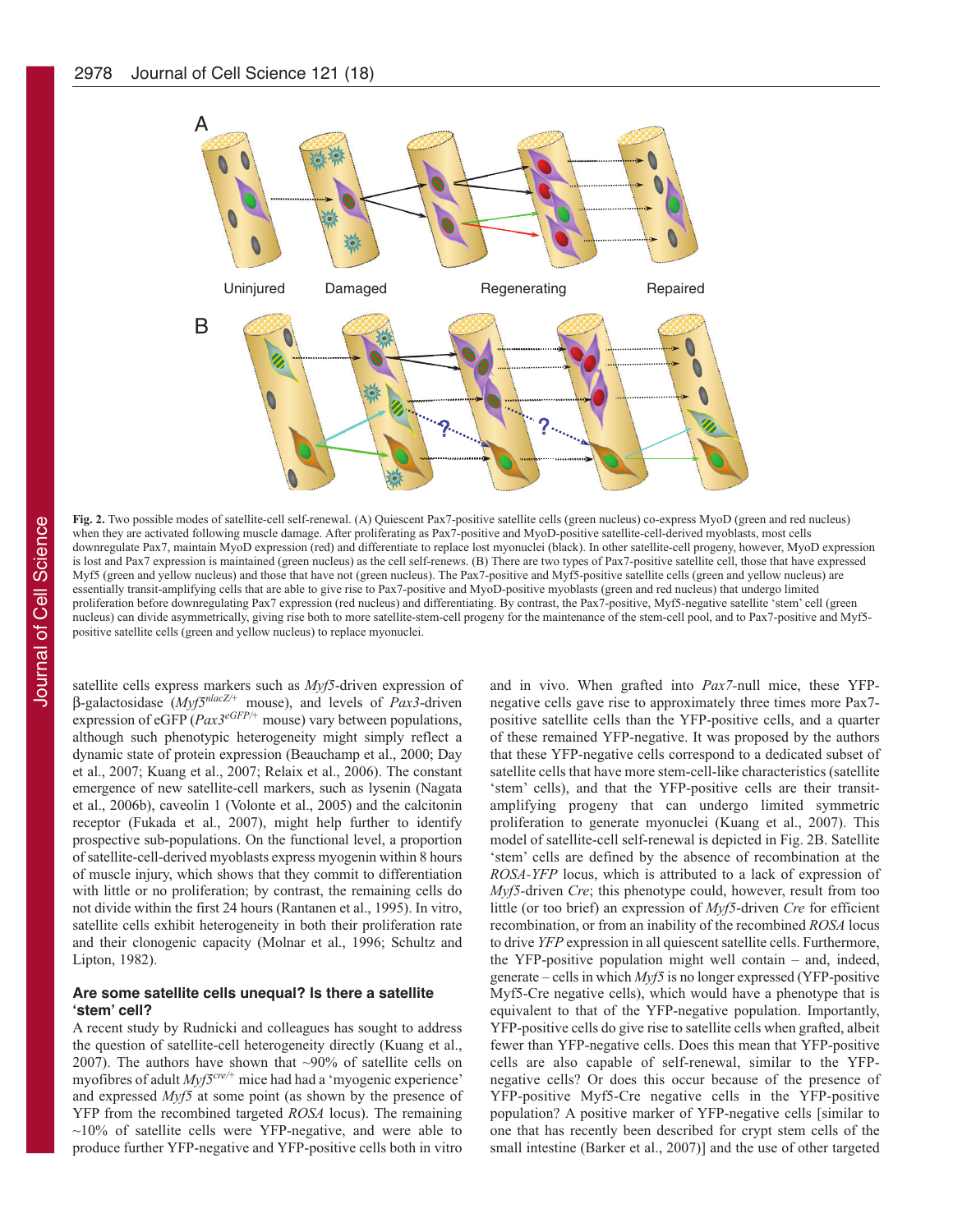**Fig. 2.** Two possible modes of satellite-cell self-renewal. (A) Quiescent Pax7-positive satellite cells (green nucleus) co-express MyoD (green and red nucleus) when they are activated following muscle damage. After proliferating as Pax7-positive and MyoD-positive satellite-cell-derived myoblasts, most cells downregulate Pax7, maintain MyoD expression (red) and differentiate to replace lost myonuclei (black). In other satellite-cell progeny, however, MyoD expression is lost and Pax7 expression is maintained (green nucleus) as the cell self-renews. (B) There are two types of Pax7-positive satellite cell, those that have expressed Myf5 (green and yellow nucleus) and those that have not (green nucleus). The Pax7-positive and Myf5-positive satellite cells (green and yellow nucleus) are essentially transit-amplifying cells that are able to give rise to Pax7-positive and MyoD-positive myoblasts (green and red nucleus) that undergo limited proliferation before downregulating Pax7 expression (red nucleus) and differentiating. By contrast, the Pax7-positive, Myf5-negative satellite 'stem' cell (green nucleus) can divide asymmetrically, giving rise both to more satellite-stem-cell progeny for the maintenance of the stem-cell pool, and to Pax7-positive and Myf5-positive satellite cells (green and yellow nucleus) to replace myonuclei.

satellite cells express markers such as *Myf5*-driven expression of β-galactosidase (*Myf5*$^{nlacZ/+}$ mouse), and levels of *Pax3*-driven expression of eGFP (*Pax3*$^{eGFP/+}$ mouse) vary between populations, although such phenotypic heterogeneity might simply reflect a dynamic state of protein expression (Beauchamp et al., 2000; Day et al., 2007; Kuang et al., 2007; Relaix et al., 2006). The constant emergence of new satellite-cell markers, such as lysenin (Nagata et al., 2006b), caveolin 1 (Volonte et al., 2005) and the calcitonin receptor (Fukada et al., 2007), might help further to identify prospective sub-populations. On the functional level, a proportion of satellite-cell-derived myoblasts express myogenin within 8 hours of muscle injury, which shows that they commit to differentiation with little or no proliferation; by contrast, the remaining cells do not divide within the first 24 hours (Rantanen et al., 1995). In vitro, satellite cells exhibit heterogeneity in both their proliferation rate and their clonogenic capacity (Molnar et al., 1996; Schultz and Lipton, 1982).

## Are some satellite cells unequal? Is there a satellite 'stem' cell?

A recent study by Rudnicki and colleagues has sought to address the question of satellite-cell heterogeneity directly (Kuang et al., 2007). The authors have shown that ~90% of satellite cells on myofibres of adult *Myf5*$^{cre/+}$ mice had had a 'myogenic experience' and expressed *Myf5* at some point (as shown by the presence of YFP from the recombined targeted *ROSA* locus). The remaining ~10% of satellite cells were YFP-negative, and were able to produce further YFP-negative and YFP-positive cells both in vitro and in vivo. When grafted into *Pax7*-null mice, these YFP-negative cells gave rise to approximately three times more Pax7-positive satellite cells than the YFP-positive cells, and a quarter of these remained YFP-negative. It was proposed by the authors that these YFP-negative cells correspond to a dedicated subset of satellite cells that have more stem-cell-like characteristics (satellite 'stem' cells), and that the YFP-positive cells are their transit-amplifying progeny that can undergo limited symmetric proliferation to generate myonuclei (Kuang et al., 2007). This model of satellite-cell self-renewal is depicted in Fig. 2B. Satellite 'stem' cells are defined by the absence of recombination at the *ROSA-YFP* locus, which is attributed to a lack of expression of *Myf5*-driven *Cre*; this phenotype could, however, result from too little (or too brief) an expression of *Myf5*-driven *Cre* for efficient recombination, or from an inability of the recombined *ROSA* locus to drive *YFP* expression in all quiescent satellite cells. Furthermore, the YFP-positive population might well contain – and, indeed, generate – cells in which *Myf5* is no longer expressed (YFP-positive Myf5-Cre negative cells), which would have a phenotype that is equivalent to that of the YFP-negative population. Importantly, YFP-positive cells do give rise to satellite cells when grafted, albeit fewer than YFP-negative cells. Does this mean that YFP-positive cells are also capable of self-renewal, similar to the YFP-negative cells? Or does this occur because of the presence of YFP-positive Myf5-Cre negative cells in the YFP-positive population? A positive marker of YFP-negative cells [similar to one that has recently been described for crypt stem cells of the small intestine (Barker et al., 2007)] and the use of other targeted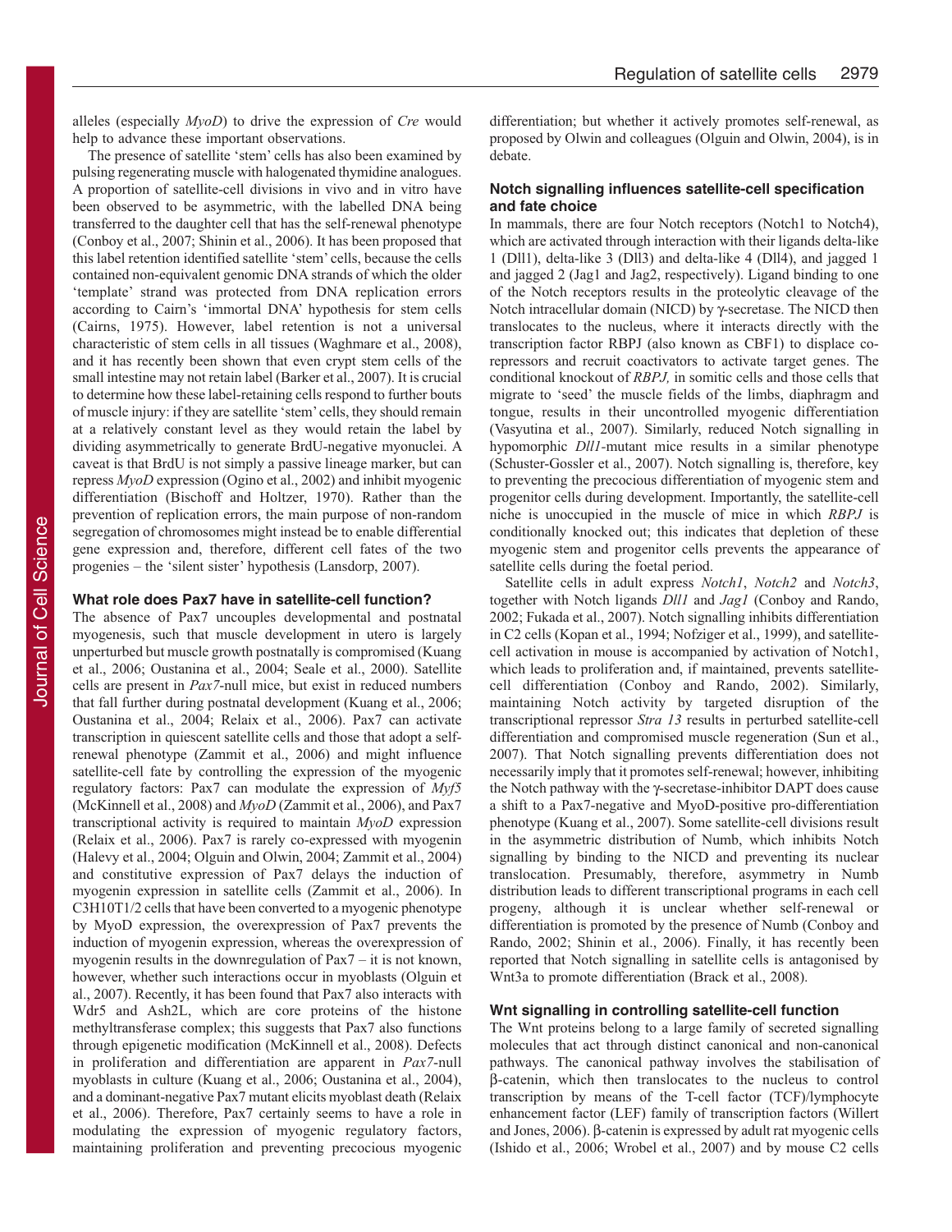alleles (especially *MyoD*) to drive the expression of *Cre* would help to advance these important observations.

The presence of satellite 'stem' cells has also been examined by pulsing regenerating muscle with halogenated thymidine analogues. A proportion of satellite-cell divisions in vivo and in vitro have been observed to be asymmetric, with the labelled DNA being transferred to the daughter cell that has the self-renewal phenotype (Conboy et al., 2007; Shinin et al., 2006). It has been proposed that this label retention identified satellite 'stem' cells, because the cells contained non-equivalent genomic DNA strands of which the older 'template' strand was protected from DNA replication errors according to Cairn's 'immortal DNA' hypothesis for stem cells (Cairns, 1975). However, label retention is not a universal characteristic of stem cells in all tissues (Waghmare et al., 2008), and it has recently been shown that even crypt stem cells of the small intestine may not retain label (Barker et al., 2007). It is crucial to determine how these label-retaining cells respond to further bouts of muscle injury: if they are satellite 'stem' cells, they should remain at a relatively constant level as they would retain the label by dividing asymmetrically to generate BrdU-negative myonuclei. A caveat is that BrdU is not simply a passive lineage marker, but can repress *MyoD* expression (Ogino et al., 2002) and inhibit myogenic differentiation (Bischoff and Holtzer, 1970). Rather than the prevention of replication errors, the main purpose of non-random segregation of chromosomes might instead be to enable differential gene expression and, therefore, different cell fates of the two progenies – the 'silent sister' hypothesis (Lansdorp, 2007).

### What role does Pax7 have in satellite-cell function?

The absence of Pax7 uncouples developmental and postnatal myogenesis, such that muscle development in utero is largely unperturbed but muscle growth postnatally is compromised (Kuang et al., 2006; Oustanina et al., 2004; Seale et al., 2000). Satellite cells are present in *Pax7*-null mice, but exist in reduced numbers that fall further during postnatal development (Kuang et al., 2006; Oustanina et al., 2004; Relaix et al., 2006). Pax7 can activate transcription in quiescent satellite cells and those that adopt a self-renewal phenotype (Zammit et al., 2006) and might influence satellite-cell fate by controlling the expression of the myogenic regulatory factors: Pax7 can modulate the expression of *Myf5* (McKinnell et al., 2008) and *MyoD* (Zammit et al., 2006), and Pax7 transcriptional activity is required to maintain *MyoD* expression (Relaix et al., 2006). Pax7 is rarely co-expressed with myogenin (Halevy et al., 2004; Olguin and Olwin, 2004; Zammit et al., 2004) and constitutive expression of Pax7 delays the induction of myogenin expression in satellite cells (Zammit et al., 2006). In C3H10T1/2 cells that have been converted to a myogenic phenotype by MyoD expression, the overexpression of Pax7 prevents the induction of myogenin expression, whereas the overexpression of myogenin results in the downregulation of Pax7 – it is not known, however, whether such interactions occur in myoblasts (Olguin et al., 2007). Recently, it has been found that Pax7 also interacts with Wdr5 and Ash2L, which are core proteins of the histone methyltransferase complex; this suggests that Pax7 also functions through epigenetic modification (McKinnell et al., 2008). Defects in proliferation and differentiation are apparent in *Pax7*-null myoblasts in culture (Kuang et al., 2006; Oustanina et al., 2004), and a dominant-negative Pax7 mutant elicits myoblast death (Relaix et al., 2006). Therefore, Pax7 certainly seems to have a role in modulating the expression of myogenic regulatory factors, maintaining proliferation and preventing precocious myogenic differentiation; but whether it actively promotes self-renewal, as proposed by Olwin and colleagues (Olguin and Olwin, 2004), is in debate.

### Notch signalling influences satellite-cell specification and fate choice

In mammals, there are four Notch receptors (Notch1 to Notch4), which are activated through interaction with their ligands delta-like 1 (Dll1), delta-like 3 (Dll3) and delta-like 4 (Dll4), and jagged 1 and jagged 2 (Jag1 and Jag2, respectively). Ligand binding to one of the Notch receptors results in the proteolytic cleavage of the Notch intracellular domain (NICD) by γ-secretase. The NICD then translocates to the nucleus, where it interacts directly with the transcription factor RBPJ (also known as CBF1) to displace co-repressors and recruit coactivators to activate target genes. The conditional knockout of *RBPJ,* in somitic cells and those cells that migrate to 'seed' the muscle fields of the limbs, diaphragm and tongue, results in their uncontrolled myogenic differentiation (Vasyutina et al., 2007). Similarly, reduced Notch signalling in hypomorphic *Dll1*-mutant mice results in a similar phenotype (Schuster-Gossler et al., 2007). Notch signalling is, therefore, key to preventing the precocious differentiation of myogenic stem and progenitor cells during development. Importantly, the satellite-cell niche is unoccupied in the muscle of mice in which *RBPJ* is conditionally knocked out; this indicates that depletion of these myogenic stem and progenitor cells prevents the appearance of satellite cells during the foetal period.

Satellite cells in adult express *Notch1*, *Notch2* and *Notch3*, together with Notch ligands *Dll1* and *Jag1* (Conboy and Rando, 2002; Fukada et al., 2007). Notch signalling inhibits differentiation in C2 cells (Kopan et al., 1994; Nofziger et al., 1999), and satellite-cell activation in mouse is accompanied by activation of Notch1, which leads to proliferation and, if maintained, prevents satellite-cell differentiation (Conboy and Rando, 2002). Similarly, maintaining Notch activity by targeted disruption of the transcriptional repressor *Stra 13* results in perturbed satellite-cell differentiation and compromised muscle regeneration (Sun et al., 2007). That Notch signalling prevents differentiation does not necessarily imply that it promotes self-renewal; however, inhibiting the Notch pathway with the γ-secretase-inhibitor DAPT does cause a shift to a Pax7-negative and MyoD-positive pro-differentiation phenotype (Kuang et al., 2007). Some satellite-cell divisions result in the asymmetric distribution of Numb, which inhibits Notch signalling by binding to the NICD and preventing its nuclear translocation. Presumably, therefore, asymmetry in Numb distribution leads to different transcriptional programs in each cell progeny, although it is unclear whether self-renewal or differentiation is promoted by the presence of Numb (Conboy and Rando, 2002; Shinin et al., 2006). Finally, it has recently been reported that Notch signalling in satellite cells is antagonised by Wnt3a to promote differentiation (Brack et al., 2008).

### Wnt signalling in controlling satellite-cell function

The Wnt proteins belong to a large family of secreted signalling molecules that act through distinct canonical and non-canonical pathways. The canonical pathway involves the stabilisation of β-catenin, which then translocates to the nucleus to control transcription by means of the T-cell factor (TCF)/lymphocyte enhancement factor (LEF) family of transcription factors (Willert and Jones, 2006). β-catenin is expressed by adult rat myogenic cells (Ishido et al., 2006; Wrobel et al., 2007) and by mouse C2 cells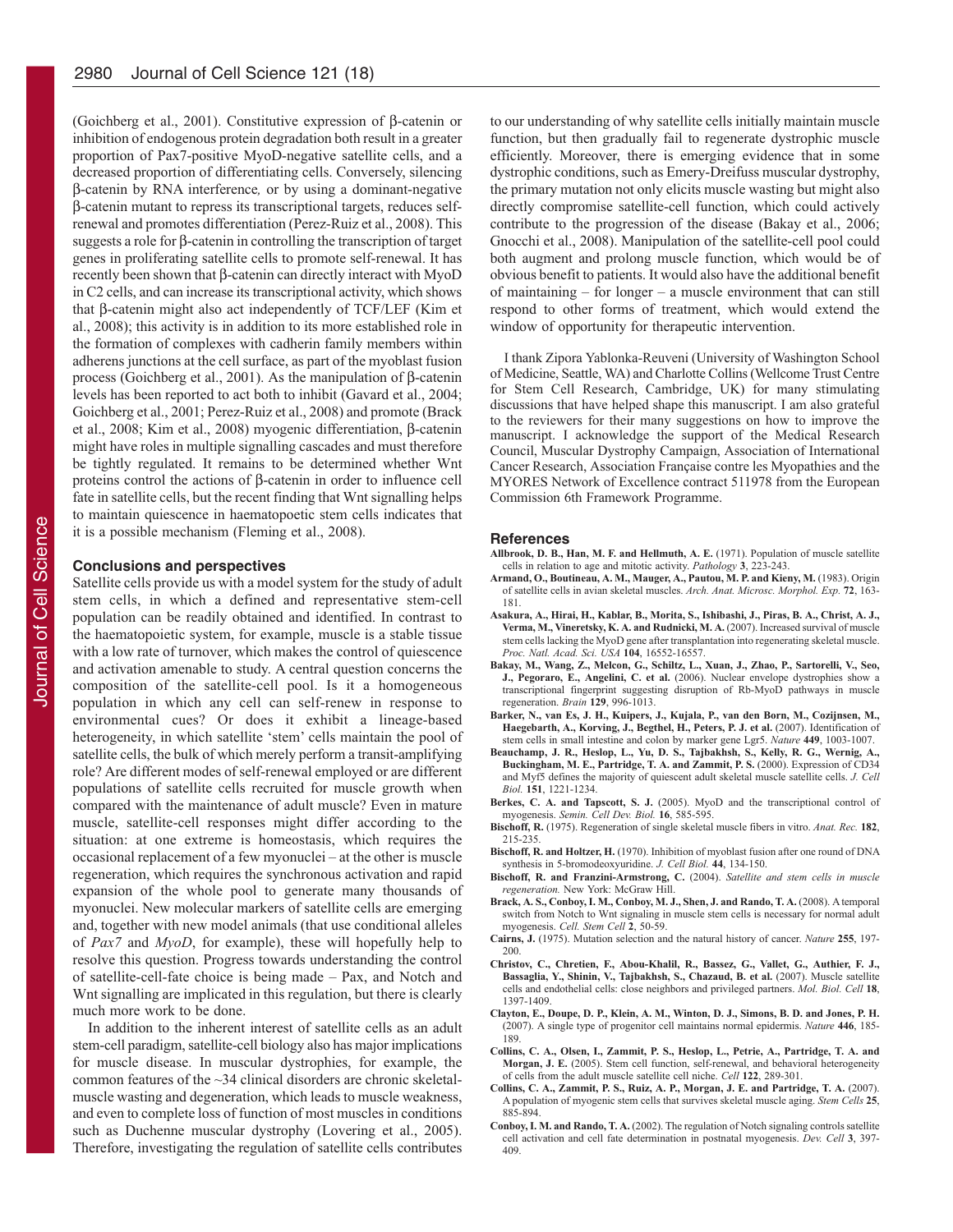(Goichberg et al., 2001). Constitutive expression of β-catenin or inhibition of endogenous protein degradation both result in a greater proportion of Pax7-positive MyoD-negative satellite cells, and a decreased proportion of differentiating cells. Conversely, silencing β-catenin by RNA interference, or by using a dominant-negative β-catenin mutant to repress its transcriptional targets, reduces self-renewal and promotes differentiation (Perez-Ruiz et al., 2008). This suggests a role for β-catenin in controlling the transcription of target genes in proliferating satellite cells to promote self-renewal. It has recently been shown that β-catenin can directly interact with MyoD in C2 cells, and can increase its transcriptional activity, which shows that β-catenin might also act independently of TCF/LEF (Kim et al., 2008); this activity is in addition to its more established role in the formation of complexes with cadherin family members within adherens junctions at the cell surface, as part of the myoblast fusion process (Goichberg et al., 2001). As the manipulation of β-catenin levels has been reported to act both to inhibit (Gavard et al., 2004; Goichberg et al., 2001; Perez-Ruiz et al., 2008) and promote (Brack et al., 2008; Kim et al., 2008) myogenic differentiation, β-catenin might have roles in multiple signalling cascades and must therefore be tightly regulated. It remains to be determined whether Wnt proteins control the actions of β-catenin in order to influence cell fate in satellite cells, but the recent finding that Wnt signalling helps to maintain quiescence in haematopoetic stem cells indicates that it is a possible mechanism (Fleming et al., 2008).

## Conclusions and perspectives

Satellite cells provide us with a model system for the study of adult stem cells, in which a defined and representative stem-cell population can be readily obtained and identified. In contrast to the haematopoietic system, for example, muscle is a stable tissue with a low rate of turnover, which makes the control of quiescence and activation amenable to study. A central question concerns the composition of the satellite-cell pool. Is it a homogeneous population in which any cell can self-renew in response to environmental cues? Or does it exhibit a lineage-based heterogeneity, in which satellite 'stem' cells maintain the pool of satellite cells, the bulk of which merely perform a transit-amplifying role? Are different modes of self-renewal employed or are different populations of satellite cells recruited for muscle growth when compared with the maintenance of adult muscle? Even in mature muscle, satellite-cell responses might differ according to the situation: at one extreme is homeostasis, which requires the occasional replacement of a few myonuclei – at the other is muscle regeneration, which requires the synchronous activation and rapid expansion of the whole pool to generate many thousands of myonuclei. New molecular markers of satellite cells are emerging and, together with new model animals (that use conditional alleles of *Pax7* and *MyoD*, for example), these will hopefully help to resolve this question. Progress towards understanding the control of satellite-cell-fate choice is being made – Pax, and Notch and Wnt signalling are implicated in this regulation, but there is clearly much more work to be done.

In addition to the inherent interest of satellite cells as an adult stem-cell paradigm, satellite-cell biology also has major implications for muscle disease. In muscular dystrophies, for example, the common features of the ~34 clinical disorders are chronic skeletal-muscle wasting and degeneration, which leads to muscle weakness, and even to complete loss of function of most muscles in conditions such as Duchenne muscular dystrophy (Lovering et al., 2005). Therefore, investigating the regulation of satellite cells contributes to our understanding of why satellite cells initially maintain muscle function, but then gradually fail to regenerate dystrophic muscle efficiently. Moreover, there is emerging evidence that in some dystrophic conditions, such as Emery-Dreifuss muscular dystrophy, the primary mutation not only elicits muscle wasting but might also directly compromise satellite-cell function, which could actively contribute to the progression of the disease (Bakay et al., 2006; Gnocchi et al., 2008). Manipulation of the satellite-cell pool could both augment and prolong muscle function, which would be of obvious benefit to patients. It would also have the additional benefit of maintaining – for longer – a muscle environment that can still respond to other forms of treatment, which would extend the window of opportunity for therapeutic intervention.

I thank Zipora Yablonka-Reuveni (University of Washington School of Medicine, Seattle, WA) and Charlotte Collins (Wellcome Trust Centre for Stem Cell Research, Cambridge, UK) for many stimulating discussions that have helped shape this manuscript. I am also grateful to the reviewers for their many suggestions on how to improve the manuscript. I acknowledge the support of the Medical Research Council, Muscular Dystrophy Campaign, Association of International Cancer Research, Association Française contre les Myopathies and the MYORES Network of Excellence contract 511978 from the European Commission 6th Framework Programme.

## References

**Allbrook, D. B., Han, M. F. and Hellmuth, A. E.** (1971). Population of muscle satellite cells in relation to age and mitotic activity. *Pathology* **3**, 223-243.

**Armand, O., Boutineau, A. M., Mauger, A., Pautou, M. P. and Kieny, M.** (1983). Origin of satellite cells in avian skeletal muscles. *Arch. Anat. Microsc. Morphol. Exp.* **72**, 163-181.

**Asakura, A., Hirai, H., Kablar, B., Morita, S., Ishibashi, J., Piras, B. A., Christ, A. J., Verma, M., Vineretsky, K. A. and Rudnicki, M. A.** (2007). Increased survival of muscle stem cells lacking the MyoD gene after transplantation into regenerating skeletal muscle. *Proc. Natl. Acad. Sci. USA* **104**, 16552-16557.

**Bakay, M., Wang, Z., Melcon, G., Schiltz, L., Xuan, J., Zhao, P., Sartorelli, V., Seo, J., Pegoraro, E., Angelini, C. et al.** (2006). Nuclear envelope dystrophies show a transcriptional fingerprint suggesting disruption of Rb-MyoD pathways in muscle regeneration. *Brain* **129**, 996-1013.

**Barker, N., van Es, J. H., Kuipers, J., Kujala, P., van den Born, M., Cozijnsen, M., Haegebarth, A., Korving, J., Begthel, H., Peters, P. J. et al.** (2007). Identification of stem cells in small intestine and colon by marker gene Lgr5. *Nature* **449**, 1003-1007.

**Beauchamp, J. R., Heslop, L., Yu, D. S., Tajbakhsh, S., Kelly, R. G., Wernig, A., Buckingham, M. E., Partridge, T. A. and Zammit, P. S.** (2000). Expression of CD34 and Myf5 defines the majority of quiescent adult skeletal muscle satellite cells. *J. Cell Biol.* **151**, 1221-1234.

**Berkes, C. A. and Tapscott, S. J.** (2005). MyoD and the transcriptional control of myogenesis. *Semin. Cell Dev. Biol.* **16**, 585-595.

**Bischoff, R.** (1975). Regeneration of single skeletal muscle fibers in vitro. *Anat. Rec.* **182**, 215-235.

**Bischoff, R. and Holtzer, H.** (1970). Inhibition of myoblast fusion after one round of DNA synthesis in 5-bromodeoxyuridine. *J. Cell Biol.* **44**, 134-150.

**Bischoff, R. and Franzini-Armstrong, C.** (2004). *Satellite and stem cells in muscle regeneration.* New York: McGraw Hill.

**Brack, A. S., Conboy, I. M., Conboy, M. J., Shen, J. and Rando, T. A.** (2008). A temporal switch from Notch to Wnt signaling in muscle stem cells is necessary for normal adult myogenesis. *Cell. Stem Cell* **2**, 50-59.

**Cairns, J.** (1975). Mutation selection and the natural history of cancer. *Nature* **255**, 197-200.

**Christov, C., Chretien, F., Abou-Khalil, R., Bassez, G., Vallet, G., Authier, F. J., Bassaglia, Y., Shinin, V., Tajbakhsh, S., Chazaud, B. et al.** (2007). Muscle satellite cells and endothelial cells: close neighbors and privileged partners. *Mol. Biol. Cell* **18**, 1397-1409.

**Clayton, E., Doupe, D. P., Klein, A. M., Winton, D. J., Simons, B. D. and Jones, P. H.** (2007). A single type of progenitor cell maintains normal epidermis. *Nature* **446**, 185-189.

**Collins, C. A., Olsen, I., Zammit, P. S., Heslop, L., Petrie, A., Partridge, T. A. and Morgan, J. E.** (2005). Stem cell function, self-renewal, and behavioral heterogeneity of cells from the adult muscle satellite cell niche. *Cell* **122**, 289-301.

**Collins, C. A., Zammit, P. S., Ruiz, A. P., Morgan, J. E. and Partridge, T. A.** (2007). A population of myogenic stem cells that survives skeletal muscle aging. *Stem Cells* **25**, 885-894.

**Conboy, I. M. and Rando, T. A.** (2002). The regulation of Notch signaling controls satellite cell activation and cell fate determination in postnatal myogenesis. *Dev. Cell* **3**, 397-409.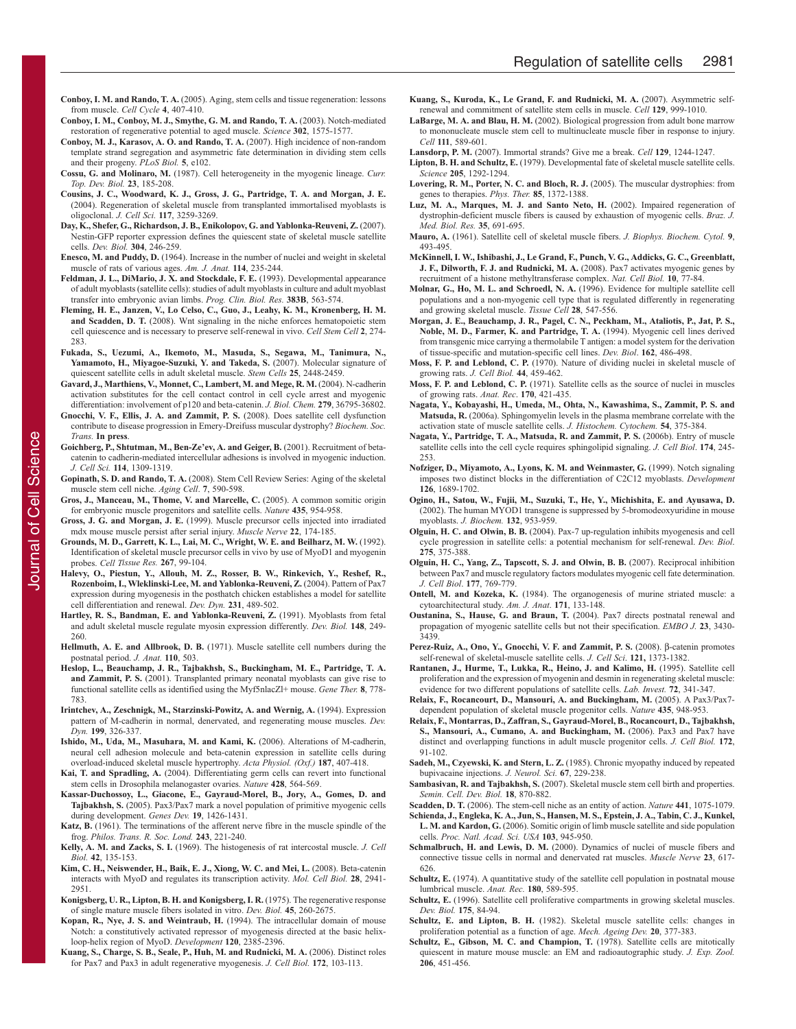**Conboy, I. M. and Rando, T. A.** (2005). Aging, stem cells and tissue regeneration: lessons from muscle. *Cell Cycle* **4**, 407-410.

**Conboy, I. M., Conboy, M. J., Smythe, G. M. and Rando, T. A.** (2003). Notch-mediated restoration of regenerative potential to aged muscle. *Science* **302**, 1575-1577.

**Conboy, M. J., Karasov, A. O. and Rando, T. A.** (2007). High incidence of non-random template strand segregation and asymmetric fate determination in dividing stem cells and their progeny. *PLoS Biol.* **5**, e102.

**Cossu, G. and Molinaro, M.** (1987). Cell heterogeneity in the myogenic lineage. *Curr. Top. Dev. Biol.* **23**, 185-208.

**Cousins, J. C., Woodward, K. J., Gross, J. G., Partridge, T. A. and Morgan, J. E.** (2004). Regeneration of skeletal muscle from transplanted immortalised myoblasts is oligoclonal. *J. Cell Sci.* **117**, 3259-3269.

**Day, K., Shefer, G., Richardson, J. B., Enikolopov, G. and Yablonka-Reuveni, Z.** (2007). Nestin-GFP reporter expression defines the quiescent state of skeletal muscle satellite cells. *Dev. Biol.* **304**, 246-259.

**Enesco, M. and Puddy, D.** (1964). Increase in the number of nuclei and weight in skeletal muscle of rats of various ages. *Am. J. Anat.* **114**, 235-244.

**Feldman, J. L., DiMario, J. X. and Stockdale, F. E.** (1993). Developmental appearance of adult myoblasts (satellite cells): studies of adult myoblasts in culture and adult myoblast transfer into embryonic avian limbs. *Prog. Clin. Biol. Res.* **383B**, 563-574.

**Fleming, H. E., Janzen, V., Lo Celso, C., Guo, J., Leahy, K. M., Kronenberg, H. M. and Scadden, D. T.** (2008). Wnt signaling in the niche enforces hematopoietic stem cell quiescence and is necessary to preserve self-renewal in vivo. *Cell Stem Cell* **2**, 274-283.

**Fukada, S., Uezumi, A., Ikemoto, M., Masuda, S., Segawa, M., Tanimura, N., Yamamoto, H., Miyagoe-Suzuki, Y. and Takeda, S.** (2007). Molecular signature of quiescent satellite cells in adult skeletal muscle. *Stem Cells* **25**, 2448-2459.

**Gavard, J., Marthiens, V., Monnet, C., Lambert, M. and Mege, R. M.** (2004). N-cadherin activation substitutes for the cell contact control in cell cycle arrest and myogenic differentiation: involvement of p120 and beta-catenin. *J. Biol. Chem.* **279**, 36795-36802.

**Gnocchi, V. F., Ellis, J. A. and Zammit, P. S.** (2008). Does satellite cell dysfunction contribute to disease progression in Emery-Dreifuss muscular dystrophy? *Biochem. Soc. Trans.* **In press**.

**Goichberg, P., Shtutman, M., Ben-Ze'ev, A. and Geiger, B.** (2001). Recruitment of beta-catenin to cadherin-mediated intercellular adhesions is involved in myogenic induction. *J. Cell Sci.* **114**, 1309-1319.

**Gopinath, S. D. and Rando, T. A.** (2008). Stem Cell Review Series: Aging of the skeletal muscle stem cell niche. *Aging Cell*. **7**, 590-598.

**Gros, J., Manceau, M., Thome, V. and Marcelle, C.** (2005). A common somitic origin for embryonic muscle progenitors and satellite cells. *Nature* **435**, 954-958.

**Gross, J. G. and Morgan, J. E.** (1999). Muscle precursor cells injected into irradiated mdx mouse muscle persist after serial injury. *Muscle Nerve* **22**, 174-185.

**Grounds, M. D., Garrett, K. L., Lai, M. C., Wright, W. E. and Beilharz, M. W.** (1992). Identification of skeletal muscle precursor cells in vivo by use of MyoD1 and myogenin probes. *Cell Tissue Res.* **267**, 99-104.

**Halevy, O., Piestun, Y., Allouh, M. Z., Rosser, B. W., Rinkevich, Y., Reshef, R., Rozenboim, I., Wleklinski-Lee, M. and Yablonka-Reuveni, Z.** (2004). Pattern of Pax7 expression during myogenesis in the posthatch chicken establishes a model for satellite cell differentiation and renewal. *Dev. Dyn.* **231**, 489-502.

**Hartley, R. S., Bandman, E. and Yablonka-Reuveni, Z.** (1991). Myoblasts from fetal and adult skeletal muscle regulate myosin expression differently. *Dev. Biol.* **148**, 249-260.

**Hellmuth, A. E. and Allbrook, D. B.** (1971). Muscle satellite cell numbers during the postnatal period. *J. Anat.* **110**, 503.

**Heslop, L., Beauchamp, J. R., Tajbakhsh, S., Buckingham, M. E., Partridge, T. A. and Zammit, P. S.** (2001). Transplanted primary neonatal myoblasts can give rise to functional satellite cells as identified using the Myf5nlacZl+ mouse. *Gene Ther.* **8**, 778-783.

**Irintchev, A., Zeschnigk, M., Starzinski-Powitz, A. and Wernig, A.** (1994). Expression pattern of M-cadherin in normal, denervated, and regenerating mouse muscles. *Dev. Dyn.* **199**, 326-337.

**Ishido, M., Uda, M., Masuhara, M. and Kami, K.** (2006). Alterations of M-cadherin, neural cell adhesion molecule and beta-catenin expression in satellite cells during overload-induced skeletal muscle hypertrophy. *Acta Physiol. (Oxf.)* **187**, 407-418.

**Kai, T. and Spradling, A.** (2004). Differentiating germ cells can revert into functional stem cells in Drosophila melanogaster ovaries. *Nature* **428**, 564-569.

**Kassar-Duchossoy, L., Giacone, E., Gayraud-Morel, B., Jory, A., Gomes, D. and Tajbakhsh, S.** (2005). Pax3/Pax7 mark a novel population of primitive myogenic cells during development. *Genes Dev.* **19**, 1426-1431.

**Katz, B.** (1961). The terminations of the afferent nerve fibre in the muscle spindle of the frog. *Philos. Trans. R. Soc. Lond.* **243**, 221-240.

**Kelly, A. M. and Zacks, S. I.** (1969). The histogenesis of rat intercostal muscle. *J. Cell Biol.* **42**, 135-153.

**Kim, C. H., Neiswender, H., Baik, E. J., Xiong, W. C. and Mei, L.** (2008). Beta-catenin interacts with MyoD and regulates its transcription activity. *Mol. Cell Biol.* **28**, 2941-2951.

**Konigsberg, U. R., Lipton, B. H. and Konigsberg, I. R.** (1975). The regenerative response of single mature muscle fibers isolated in vitro. *Dev. Biol.* **45**, 260-2675.

**Kopan, R., Nye, J. S. and Weintraub, H.** (1994). The intracellular domain of mouse Notch: a constitutively activated repressor of myogenesis directed at the basic helix-loop-helix region of MyoD. *Development* **120**, 2385-2396.

**Kuang, S., Charge, S. B., Seale, P., Huh, M. and Rudnicki, M. A.** (2006). Distinct roles for Pax7 and Pax3 in adult regenerative myogenesis. *J. Cell Biol.* **172**, 103-113.

**Kuang, S., Kuroda, K., Le Grand, F. and Rudnicki, M. A.** (2007). Asymmetric self-renewal and commitment of satellite stem cells in muscle. *Cell* **129**, 999-1010.

**LaBarge, M. A. and Blau, H. M.** (2002). Biological progression from adult bone marrow to mononucleate muscle stem cell to multinucleate muscle fiber in response to injury. *Cell* **111**, 589-601.

**Lansdorp, P. M.** (2007). Immortal strands? Give me a break. *Cell* **129**, 1244-1247.

**Lipton, B. H. and Schultz, E.** (1979). Developmental fate of skeletal muscle satellite cells. *Science* **205**, 1292-1294.

**Lovering, R. M., Porter, N. C. and Bloch, R. J.** (2005). The muscular dystrophies: from genes to therapies. *Phys. Ther.* **85**, 1372-1388.

**Luz, M. A., Marques, M. J. and Santo Neto, H.** (2002). Impaired regeneration of dystrophin-deficient muscle fibers is caused by exhaustion of myogenic cells. *Braz. J. Med. Biol. Res.* **35**, 691-695.

**Mauro, A.** (1961). Satellite cell of skeletal muscle fibers. *J. Biophys. Biochem. Cytol.* **9**, 493-495.

**McKinnell, I. W., Ishibashi, J., Le Grand, F., Punch, V. G., Addicks, G. C., Greenblatt, J. F., Dilworth, F. J. and Rudnicki, M. A.** (2008). Pax7 activates myogenic genes by recruitment of a histone methyltransferase complex. *Nat. Cell Biol.* **10**, 77-84.

**Molnar, G., Ho, M. L. and Schroedl, N. A.** (1996). Evidence for multiple satellite cell populations and a non-myogenic cell type that is regulated differently in regenerating and growing skeletal muscle. *Tissue Cell* **28**, 547-556.

**Morgan, J. E., Beauchamp, J. R., Pagel, C. N., Peckham, M., Ataliotis, P., Jat, P. S., Noble, M. D., Farmer, K. and Partridge, T. A.** (1994). Myogenic cell lines derived from transgenic mice carrying a thermolabile T antigen: a model system for the derivation of tissue-specific and mutation-specific cell lines. *Dev. Biol.* **162**, 486-498.

**Moss, F. P. and Leblond, C. P.** (1970). Nature of dividing nuclei in skeletal muscle of growing rats. *J. Cell Biol.* **44**, 459-462.

**Moss, F. P. and Leblond, C. P.** (1971). Satellite cells as the source of nuclei in muscles of growing rats. *Anat. Rec.* **170**, 421-435.

**Nagata, Y., Kobayashi, H., Umeda, M., Ohta, N., Kawashima, S., Zammit, P. S. and Matsuda, R.** (2006a). Sphingomyelin levels in the plasma membrane correlate with the activation state of muscle satellite cells. *J. Histochem. Cytochem.* **54**, 375-384.

**Nagata, Y., Partridge, T. A., Matsuda, R. and Zammit, P. S.** (2006b). Entry of muscle satellite cells into the cell cycle requires sphingolipid signaling. *J. Cell Biol*. **174**, 245-253.

**Nofziger, D., Miyamoto, A., Lyons, K. M. and Weinmaster, G.** (1999). Notch signaling imposes two distinct blocks in the differentiation of C2C12 myoblasts. *Development* **126**, 1689-1702.

**Ogino, H., Satou, W., Fujii, M., Suzuki, T., He, Y., Michishita, E. and Ayusawa, D.** (2002). The human MYOD1 transgene is suppressed by 5-bromodeoxyuridine in mouse myoblasts. *J. Biochem.* **132**, 953-959.

**Olguin, H. C. and Olwin, B. B.** (2004). Pax-7 up-regulation inhibits myogenesis and cell cycle progression in satellite cells: a potential mechanism for self-renewal. *Dev. Biol*. **275**, 375-388.

**Olguin, H. C., Yang, Z., Tapscott, S. J. and Olwin, B. B.** (2007). Reciprocal inhibition between Pax7 and muscle regulatory factors modulates myogenic cell fate determination. *J. Cell Biol*. **177**, 769-779.

**Ontell, M. and Kozeka, K.** (1984). The organogenesis of murine striated muscle: a cytoarchitectural study. *Am. J. Anat.* **171**, 133-148.

**Oustanina, S., Hause, G. and Braun, T.** (2004). Pax7 directs postnatal renewal and propagation of myogenic satellite cells but not their specification. *EMBO J.* **23**, 3430-3439.

**Perez-Ruiz, A., Ono, Y., Gnocchi, V. F. and Zammit, P. S.** (2008). β-catenin promotes self-renewal of skeletal-muscle satellite cells. *J. Cell Sci*. **121,** 1373-1382.

**Rantanen, J., Hurme, T., Lukka, R., Heino, J. and Kalimo, H.** (1995). Satellite cell proliferation and the expression of myogenin and desmin in regenerating skeletal muscle: evidence for two different populations of satellite cells. *Lab. Invest.* **72**, 341-347.

**Relaix, F., Rocancourt, D., Mansouri, A. and Buckingham, M.** (2005). A Pax3/Pax7-dependent population of skeletal muscle progenitor cells. *Nature* **435**, 948-953.

**Relaix, F., Montarras, D., Zaffran, S., Gayraud-Morel, B., Rocancourt, D., Tajbakhsh, S., Mansouri, A., Cumano, A. and Buckingham, M.** (2006). Pax3 and Pax7 have distinct and overlapping functions in adult muscle progenitor cells. *J. Cell Biol.* **172**, 91-102.

**Sadeh, M., Czyewski, K. and Stern, L. Z.** (1985). Chronic myopathy induced by repeated bupivacaine injections. *J. Neurol. Sci.* **67**, 229-238.

**Sambasivan, R. and Tajbakhsh, S.** (2007). Skeletal muscle stem cell birth and properties. *Semin. Cell. Dev. Biol.* **18**, 870-882.

**Scadden, D. T.** (2006). The stem-cell niche as an entity of action. *Nature* **441**, 1075-1079.

**Schienda, J., Engleka, K. A., Jun, S., Hansen, M. S., Epstein, J. A., Tabin, C. J., Kunkel, L. M. and Kardon, G.** (2006). Somitic origin of limb muscle satellite and side population cells. *Proc. Natl. Acad. Sci. USA* **103**, 945-950.

**Schmalbruch, H. and Lewis, D. M.** (2000). Dynamics of nuclei of muscle fibers and connective tissue cells in normal and denervated rat muscles. *Muscle Nerve* **23**, 617-626.

**Schultz, E.** (1974). A quantitative study of the satellite cell population in postnatal mouse lumbrical muscle. *Anat. Rec.* **180**, 589-595.

**Schultz, E.** (1996). Satellite cell proliferative compartments in growing skeletal muscles. *Dev. Biol.* **175**, 84-94.

**Schultz, E. and Lipton, B. H.** (1982). Skeletal muscle satellite cells: changes in proliferation potential as a function of age. *Mech. Ageing Dev.* **20**, 377-383.

**Schultz, E., Gibson, M. C. and Champion, T.** (1978). Satellite cells are mitotically quiescent in mature mouse muscle: an EM and radioautographic study. *J. Exp. Zool.* **206**, 451-456.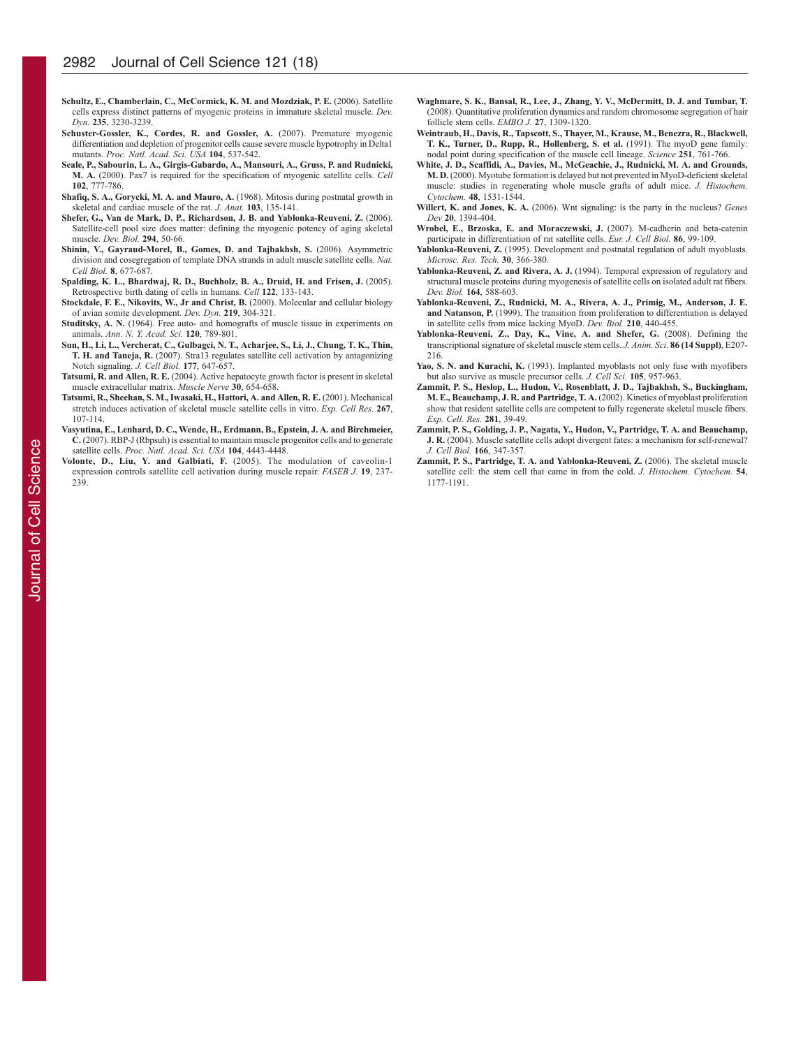**Schultz, E., Chamberlain, C., McCormick, K. M. and Mozdziak, P. E.** (2006). Satellite cells express distinct patterns of myogenic proteins in immature skeletal muscle. *Dev. Dyn.* **235**, 3230-3239.

**Schuster-Gossler, K., Cordes, R. and Gossler, A.** (2007). Premature myogenic differentiation and depletion of progenitor cells cause severe muscle hypotrophy in Delta1 mutants. *Proc. Natl. Acad. Sci. USA* **104**, 537-542.

**Seale, P., Sabourin, L. A., Girgis-Gabardo, A., Mansouri, A., Gruss, P. and Rudnicki, M. A.** (2000). Pax7 is required for the specification of myogenic satellite cells. *Cell* **102**, 777-786.

**Shafiq, S. A., Gorycki, M. A. and Mauro, A.** (1968). Mitosis during postnatal growth in skeletal and cardiac muscle of the rat. *J. Anat.* **103**, 135-141.

**Shefer, G., Van de Mark, D. P., Richardson, J. B. and Yablonka-Reuveni, Z.** (2006). Satellite-cell pool size does matter: defining the myogenic potency of aging skeletal muscle. *Dev. Biol.* **294**, 50-66.

**Shinin, V., Gayraud-Morel, B., Gomes, D. and Tajbakhsh, S.** (2006). Asymmetric division and cosegregation of template DNA strands in adult muscle satellite cells. *Nat. Cell Biol.* **8**, 677-687.

**Spalding, K. L., Bhardwaj, R. D., Buchholz, B. A., Druid, H. and Frisen, J.** (2005). Retrospective birth dating of cells in humans. *Cell* **122**, 133-143.

**Stockdale, F. E., Nikovits, W., Jr and Christ, B.** (2000). Molecular and cellular biology of avian somite development. *Dev. Dyn.* **219**, 304-321.

**Studitsky, A. N.** (1964). Free auto- and homografts of muscle tissue in experiments on animals. *Ann. N. Y. Acad. Sci.* **120**, 789-801.

**Sun, H., Li, L., Vercherat, C., Gulbagci, N. T., Acharjee, S., Li, J., Chung, T. K., Thin, T. H. and Taneja, R.** (2007). Stra13 regulates satellite cell activation by antagonizing Notch signaling. *J. Cell Biol.* **177**, 647-657.

**Tatsumi, R. and Allen, R. E.** (2004). Active hepatocyte growth factor is present in skeletal muscle extracellular matrix. *Muscle Nerve* **30**, 654-658.

**Tatsumi, R., Sheehan, S. M., Iwasaki, H., Hattori, A. and Allen, R. E.** (2001). Mechanical stretch induces activation of skeletal muscle satellite cells in vitro. *Exp. Cell Res.* **267**, 107-114.

**Vasyutina, E., Lenhard, D. C., Wende, H., Erdmann, B., Epstein, J. A. and Birchmeier, C.** (2007). RBP-J (Rbpsuh) is essential to maintain muscle progenitor cells and to generate satellite cells. *Proc. Natl. Acad. Sci. USA* **104**, 4443-4448.

**Volonte, D., Liu, Y. and Galbiati, F.** (2005). The modulation of caveolin-1 expression controls satellite cell activation during muscle repair. *FASEB J.* **19**, 237-239.

**Waghmare, S. K., Bansal, R., Lee, J., Zhang, Y. V., McDermitt, D. J. and Tumbar, T.** (2008). Quantitative proliferation dynamics and random chromosome segregation of hair follicle stem cells. *EMBO J.* **27**, 1309-1320.

**Weintraub, H., Davis, R., Tapscott, S., Thayer, M., Krause, M., Benezra, R., Blackwell, T. K., Turner, D., Rupp, R., Hollenberg, S. et al.** (1991). The myoD gene family: nodal point during specification of the muscle cell lineage. *Science* **251**, 761-766.

**White, J. D., Scaffidi, A., Davies, M., McGeachie, J., Rudnicki, M. A. and Grounds, M. D.** (2000). Myotube formation is delayed but not prevented in MyoD-deficient skeletal muscle: studies in regenerating whole muscle grafts of adult mice. *J. Histochem. Cytochem.* **48**, 1531-1544.

**Willert, K. and Jones, K. A.** (2006). Wnt signaling: is the party in the nucleus? *Genes Dev* **20**, 1394-404.

**Wrobel, E., Brzoska, E. and Moraczewski, J.** (2007). M-cadherin and beta-catenin participate in differentiation of rat satellite cells. *Eur. J. Cell Biol.* **86**, 99-109.

**Yablonka-Reuveni, Z.** (1995). Development and postnatal regulation of adult myoblasts. *Microsc. Res. Tech.* **30**, 366-380.

**Yablonka-Reuveni, Z. and Rivera, A. J.** (1994). Temporal expression of regulatory and structural muscle proteins during myogenesis of satellite cells on isolated adult rat fibers. *Dev. Biol.* **164**, 588-603.

**Yablonka-Reuveni, Z., Rudnicki, M. A., Rivera, A. J., Primig, M., Anderson, J. E. and Natanson, P.** (1999). The transition from proliferation to differentiation is delayed in satellite cells from mice lacking MyoD. *Dev. Biol.* **210**, 440-455.

**Yablonka-Reuveni, Z., Day, K., Vine, A. and Shefer, G.** (2008). Defining the transcriptional signature of skeletal muscle stem cells. *J. Anim. Sci.* **86 (14 Suppl)**, E207-216.

**Yao, S. N. and Kurachi, K.** (1993). Implanted myoblasts not only fuse with myofibers but also survive as muscle precursor cells. *J. Cell Sci.* **105**, 957-963.

**Zammit, P. S., Heslop, L., Hudon, V., Rosenblatt, J. D., Tajbakhsh, S., Buckingham, M. E., Beauchamp, J. R. and Partridge, T. A.** (2002). Kinetics of myoblast proliferation show that resident satellite cells are competent to fully regenerate skeletal muscle fibers. *Exp. Cell. Res.* **281**, 39-49.

**Zammit, P. S., Golding, J. P., Nagata, Y., Hudon, V., Partridge, T. A. and Beauchamp, J. R.** (2004). Muscle satellite cells adopt divergent fates: a mechanism for self-renewal? *J. Cell Biol.* **166**, 347-357.

**Zammit, P. S., Partridge, T. A. and Yablonka-Reuveni, Z.** (2006). The skeletal muscle satellite cell: the stem cell that came in from the cold. *J. Histochem. Cytochem.* **54**, 1177-1191.